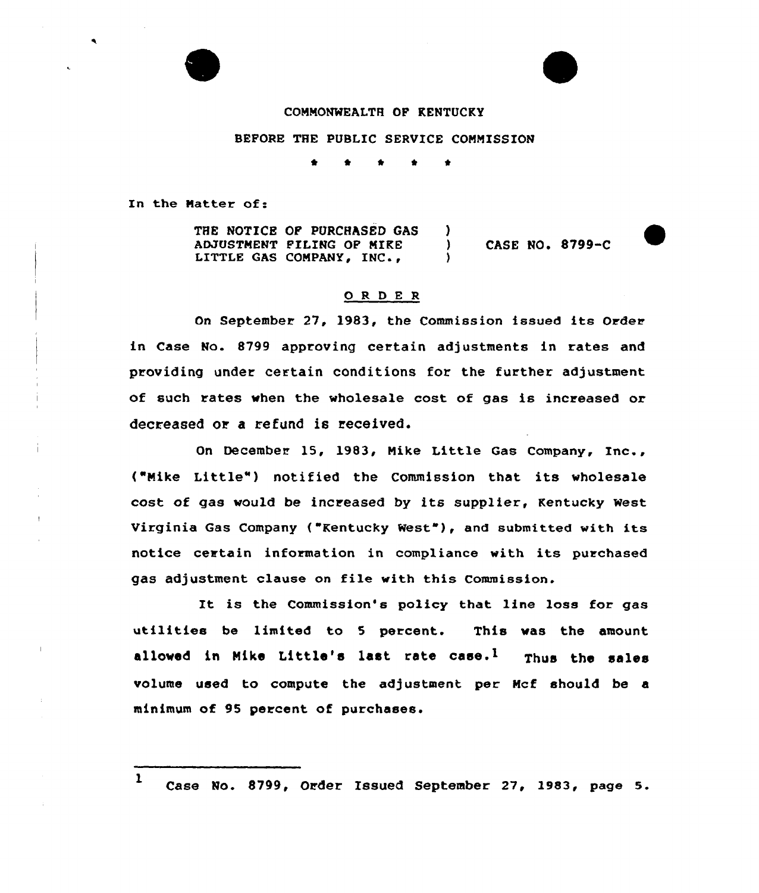COMMONWEALTH OF KENTUCKY

BEFORE THE PUBLIC SERVICE COMMISSION

\* \* \* \* \*

In the Matter of:

THE NOTICE OF PURCHASED GAS ADJUSTMENT FILING OF MIKE LITTLE GAS COMPANY, INC., ) CASE NO. 8799-C

O R D E R

On September 27, 1983, the Commission issued its Order in Case No. 8799 approving certain adjustments in rates and providing under certain conditions for the further adjustment of such rates when the wholesale cost of gas is increased or decreased or a refund is received.

On December 15, 1983, Mike Little Gas Company, Inc., ("Mike Little") notified the Commission that its wholesale cost of gas would be increased by its supplier, Kentucky West Virginia Gas Company ("Kentucky West"), and submitted with its notice certain information in compliance with its purchased gas adjustment clause on file with this Commission.

It is the Commission's policy that line loss for gas utilities be limited to 5 percent. This was the amount allowed in Mike Little's last rate case.[1] Thus the sales volume used to compute the adjustment per Mcf should be a minimum of 95 percent of purchases.

---

1 Case No. 8799, Order Issued September 27, 1983, page 5.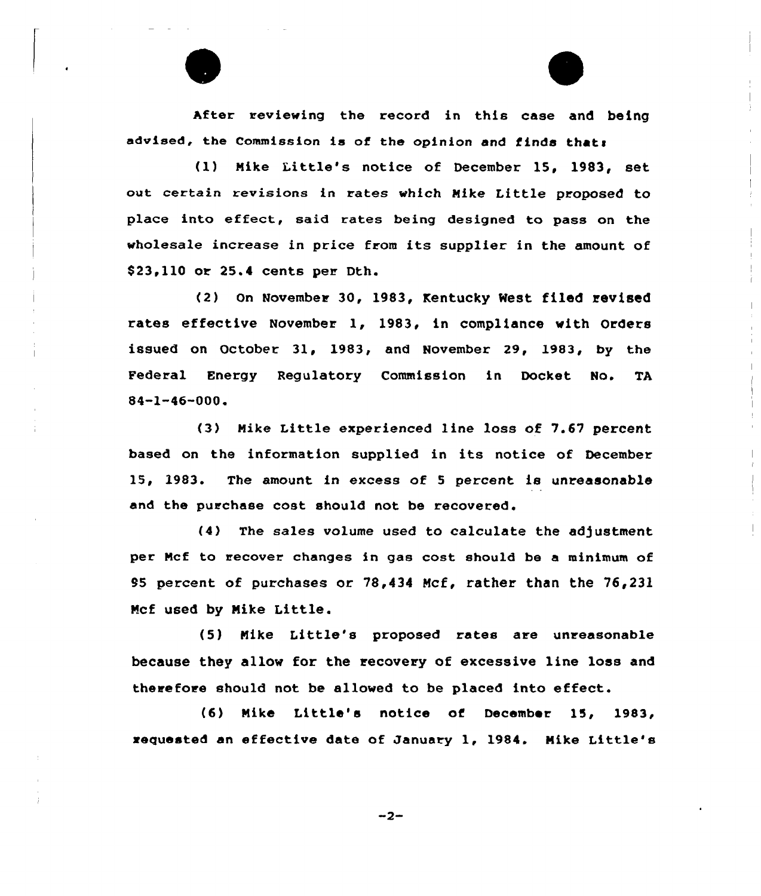After reviewing the record in this case and being advised, the Commission is of the opinion and finds that:

(1) Mike Little's notice of December 15, 1983, set out certain revisions in rates which Mike Little proposed to place into effect, said rates being designed to pass on the wholesale increase in price from its supplier in the amount of $23,110 or 25.4 cents per Dth.

(2) On November 30, 1983, Kentucky West filed revised rates effective November 1, 1983, in compliance with Orders issued on October 31, 1983, and November 29, 1983, by the Federal Energy Regulatory Commission in Docket No. TA 84-1-46-000.

(3) Mike Little experienced line loss of 7.67 percent based on the information supplied in its notice of December 15, 1983. The amount in excess of 5 percent is unreasonable and the purchase cost should not be recovered.

(4) The sales volume used to calculate the adjustment per Mcf to recover changes in gas cost should be a minimum of 95 percent of purchases or 78,434 Mcf, rather than the 76,231 Mcf used by Mike Little.

(5) Mike Little's proposed rates are unreasonable because they allow for the recovery of excessive line loss and therefore should not be allowed to be placed into effect.

(6) Mike Little's notice of December 15, 1983, requested an effective date of January 1, 1984. Mike Little's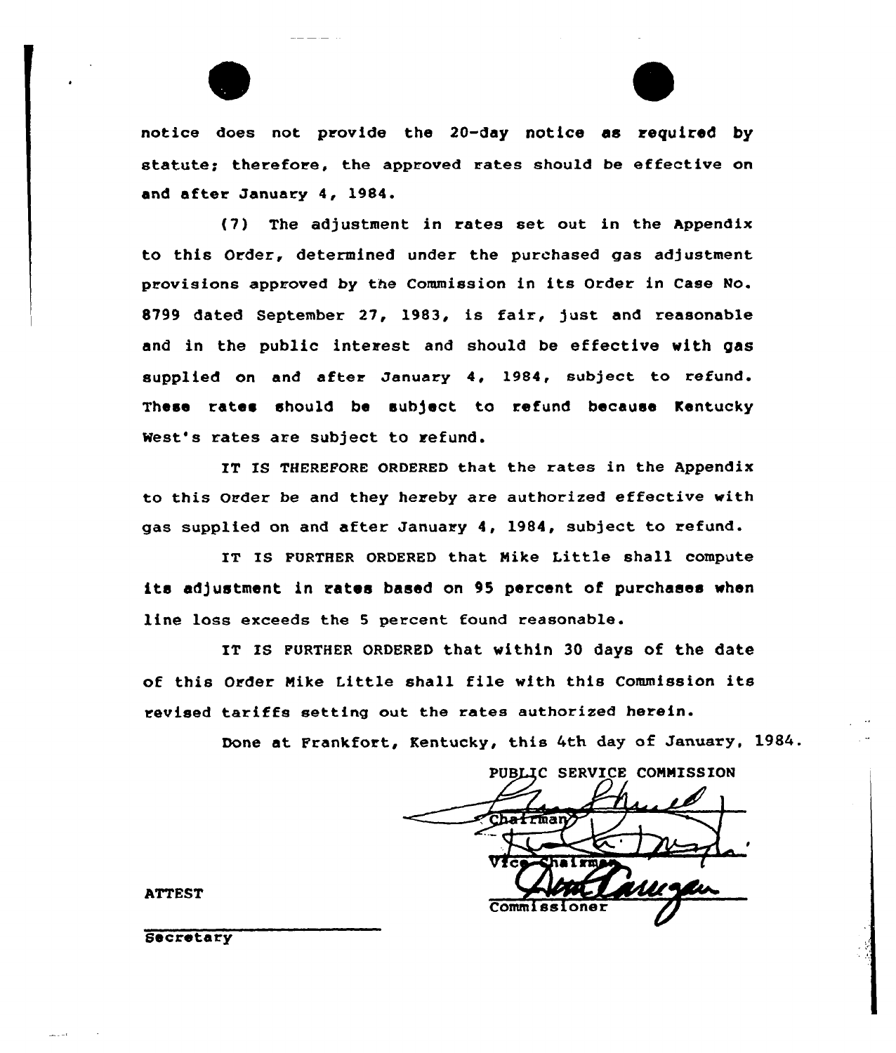notice does not provide the 20-day notice as required by statute; therefore, the approved rates should be effective on and after January 4, 1984.

(7) The adjustment in rates set out in the Appendix to this Order, determined under the purchased gas adjustment provisions approved by the Commission in its Order in Case No. 8799 dated September 27, 1983, is fair, just and reasonable and in the public interest and should be effective with gas supplied on and after January 4, 1984, subject to refund. These rates should be subject to refund because Kentucky West's rates are subject to refund.

IT IS THEREFORE ORDERED that the rates in the Appendix to this Order be and they hereby are authorized effective with gas supplied on and after January 4, 1984, subject to refund.

IT IS FURTHER ORDERED that Mike Little shall compute its adjustment in rates based on 95 percent of purchases when line loss exceeds the 5 percent found reasonable.

IT IS FURTHER ORDERED that within 30 days of the date of this Order Mike Little shall file with this Commission its revised tariffs setting out the rates authorized herein.

Done at Frankfort, Kentucky, this 4th day of January, 1984.

PUBLIC SERVICE COMMISSION

Chairman

Vice Chairman

Commissioner

ATTEST

Secretary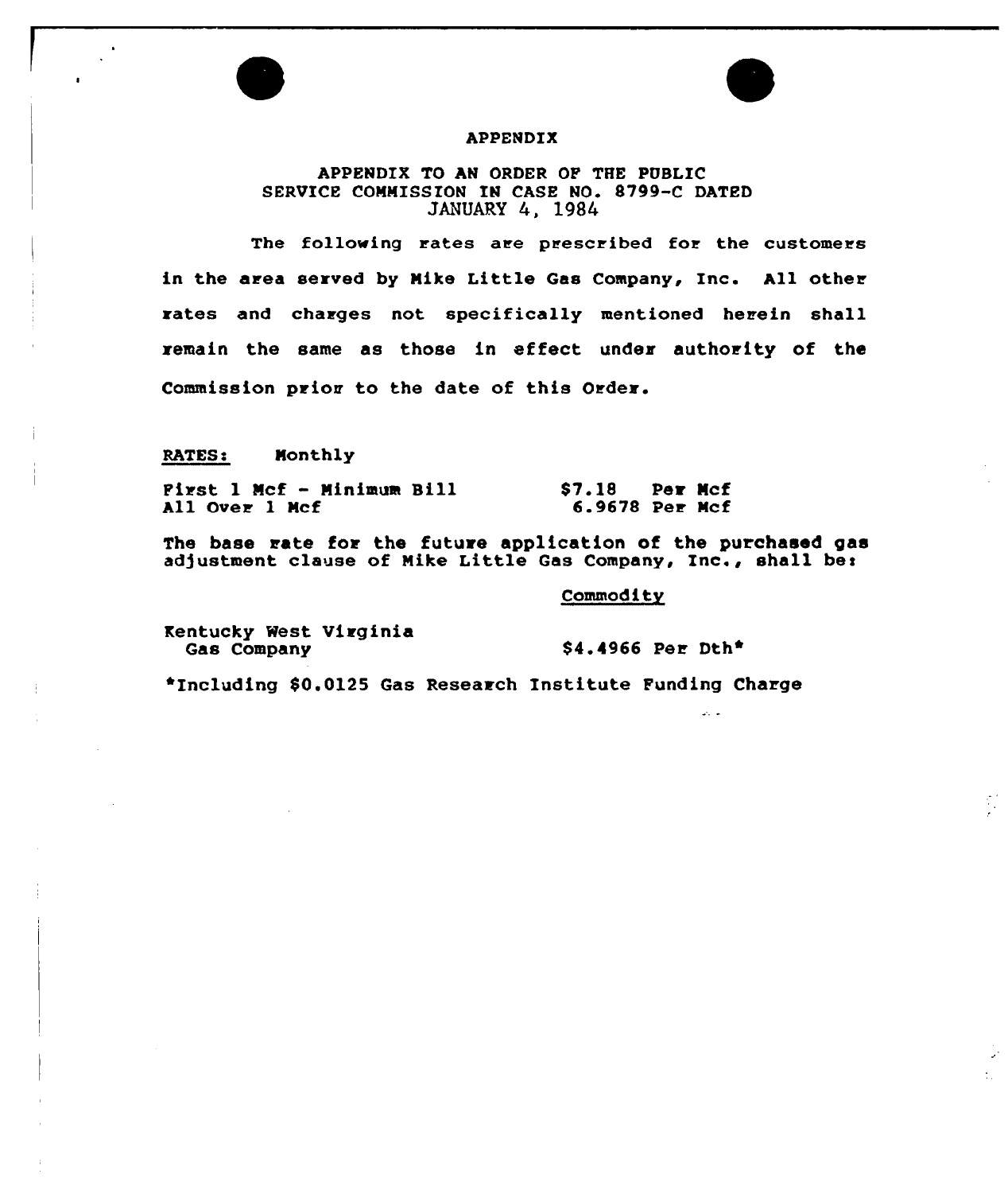# APPENDIX

## APPENDIX TO AN ORDER OF THE PUBLIC SERVICE COMMISSION IN CASE NO. 8799-C DATED JANUARY 4, 1984

The following rates are prescribed for the customers in the area served by Mike Little Gas Company, Inc. All other rates and charges not specifically mentioned herein shall remain the same as those in effect under authority of the Commission prior to the date of this Order.

RATES: Monthly

| | |
|---|---|
| First 1 Mcf - Minimum Bill | $7.18 Per Mcf |
| All Over 1 Mcf | 6.9678 Per Mcf |

The base rate for the future application of the purchased gas adjustment clause of Mike Little Gas Company, Inc., shall be:

| | Commodity |
|---|---|
| Kentucky West Virginia Gas Company | $4.4966 Per Dth* |

*Including $0.0125 Gas Research Institute Funding Charge